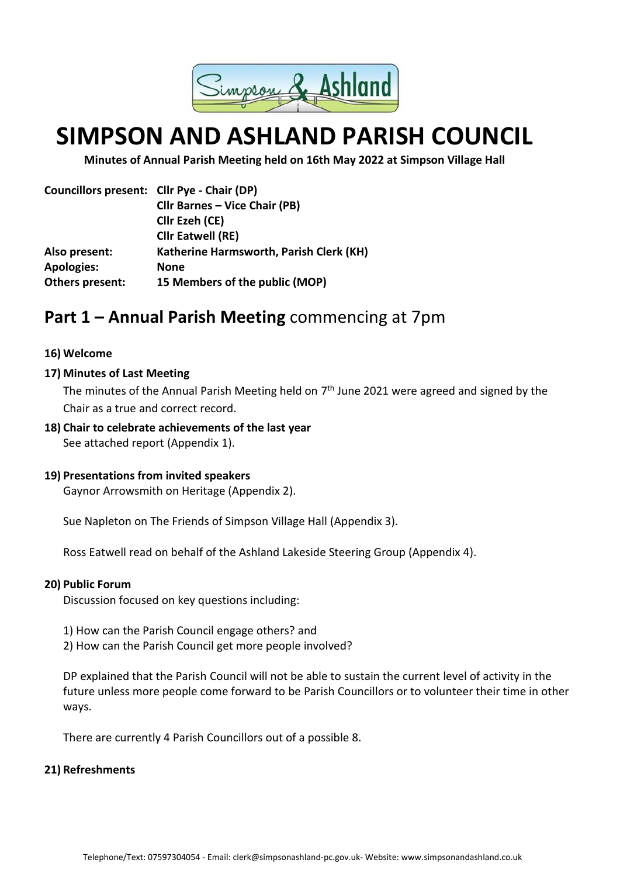# SIMPSON AND ASHLAND PARISH COUNCIL

**Minutes of Annual Parish Meeting held on 16th May 2022 at Simpson Village Hall**

| | |
|---|---|
| **Councillors present:** | **Cllr Pye - Chair (DP)** |
| | **Cllr Barnes – Vice Chair (PB)** |
| | **Cllr Ezeh (CE)** |
| | **Cllr Eatwell (RE)** |
| **Also present:** | **Katherine Harmsworth, Parish Clerk (KH)** |
| **Apologies:** | **None** |
| **Others present:** | **15 Members of the public (MOP)** |

## Part 1 – Annual Parish Meeting commencing at 7pm

**16) Welcome**

**17) Minutes of Last Meeting**

The minutes of the Annual Parish Meeting held on 7th June 2021 were agreed and signed by the Chair as a true and correct record.

**18) Chair to celebrate achievements of the last year**

See attached report (Appendix 1).

**19) Presentations from invited speakers**

Gaynor Arrowsmith on Heritage (Appendix 2).

Sue Napleton on The Friends of Simpson Village Hall (Appendix 3).

Ross Eatwell read on behalf of the Ashland Lakeside Steering Group (Appendix 4).

**20) Public Forum**

Discussion focused on key questions including:

1) How can the Parish Council engage others? and
2) How can the Parish Council get more people involved?

DP explained that the Parish Council will not be able to sustain the current level of activity in the future unless more people come forward to be Parish Councillors or to volunteer their time in other ways.

There are currently 4 Parish Councillors out of a possible 8.

**21) Refreshments**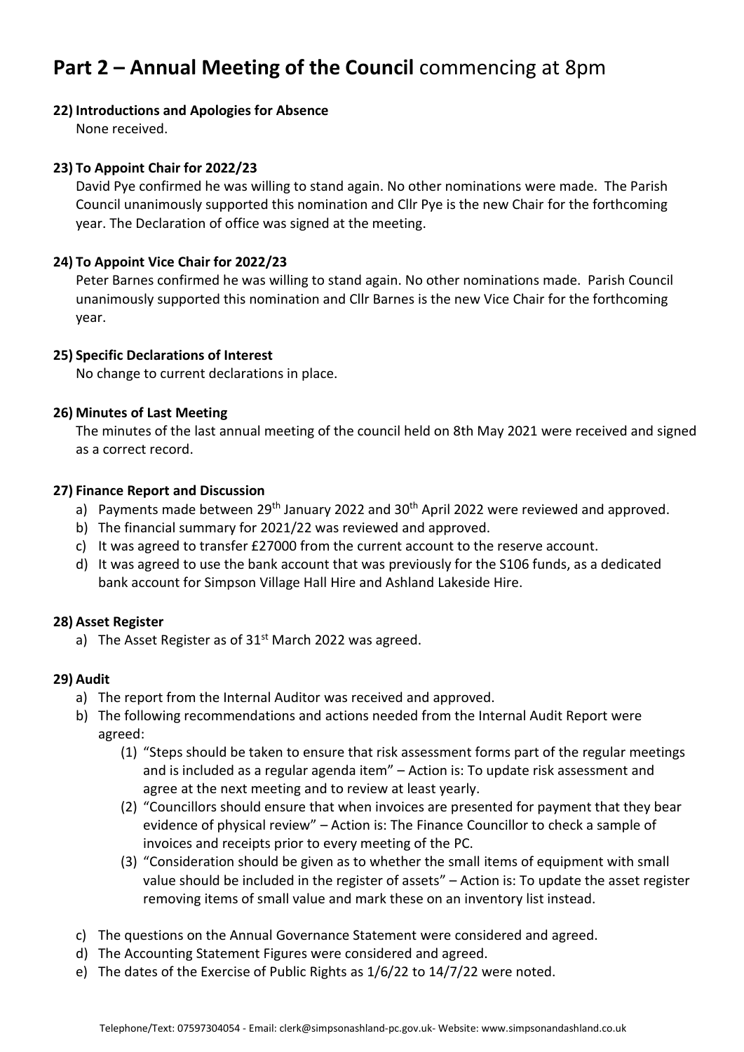# **Part 2 – Annual Meeting of the Council** commencing at 8pm

**22) Introductions and Apologies for Absence**

None received.

**23) To Appoint Chair for 2022/23**

David Pye confirmed he was willing to stand again. No other nominations were made. The Parish Council unanimously supported this nomination and Cllr Pye is the new Chair for the forthcoming year. The Declaration of office was signed at the meeting.

**24) To Appoint Vice Chair for 2022/23**

Peter Barnes confirmed he was willing to stand again. No other nominations made. Parish Council unanimously supported this nomination and Cllr Barnes is the new Vice Chair for the forthcoming year.

**25) Specific Declarations of Interest**

No change to current declarations in place.

**26) Minutes of Last Meeting**

The minutes of the last annual meeting of the council held on 8th May 2021 were received and signed as a correct record.

**27) Finance Report and Discussion**

a) Payments made between 29th January 2022 and 30th April 2022 were reviewed and approved.
b) The financial summary for 2021/22 was reviewed and approved.
c) It was agreed to transfer £27000 from the current account to the reserve account.
d) It was agreed to use the bank account that was previously for the S106 funds, as a dedicated bank account for Simpson Village Hall Hire and Ashland Lakeside Hire.

**28) Asset Register**

a) The Asset Register as of 31st March 2022 was agreed.

**29) Audit**

a) The report from the Internal Auditor was received and approved.
b) The following recommendations and actions needed from the Internal Audit Report were agreed:
   (1) "Steps should be taken to ensure that risk assessment forms part of the regular meetings and is included as a regular agenda item" – Action is: To update risk assessment and agree at the next meeting and to review at least yearly.
   (2) "Councillors should ensure that when invoices are presented for payment that they bear evidence of physical review" – Action is: The Finance Councillor to check a sample of invoices and receipts prior to every meeting of the PC.
   (3) "Consideration should be given as to whether the small items of equipment with small value should be included in the register of assets" – Action is: To update the asset register removing items of small value and mark these on an inventory list instead.
c) The questions on the Annual Governance Statement were considered and agreed.
d) The Accounting Statement Figures were considered and agreed.
e) The dates of the Exercise of Public Rights as 1/6/22 to 14/7/22 were noted.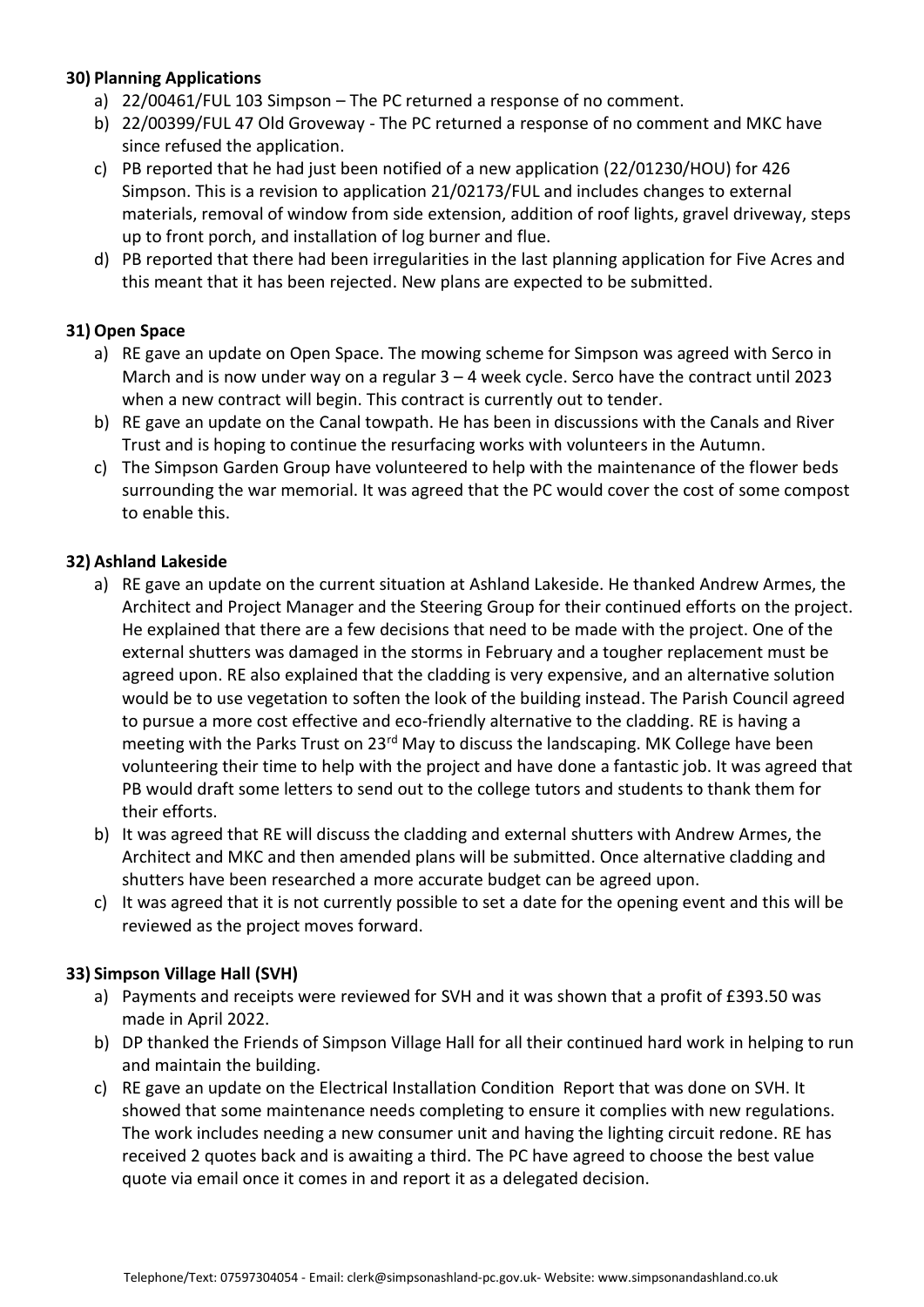**30) Planning Applications**

a) 22/00461/FUL 103 Simpson – The PC returned a response of no comment.
b) 22/00399/FUL 47 Old Groveway - The PC returned a response of no comment and MKC have since refused the application.
c) PB reported that he had just been notified of a new application (22/01230/HOU) for 426 Simpson. This is a revision to application 21/02173/FUL and includes changes to external materials, removal of window from side extension, addition of roof lights, gravel driveway, steps up to front porch, and installation of log burner and flue.
d) PB reported that there had been irregularities in the last planning application for Five Acres and this meant that it has been rejected. New plans are expected to be submitted.

**31) Open Space**

a) RE gave an update on Open Space. The mowing scheme for Simpson was agreed with Serco in March and is now under way on a regular 3 – 4 week cycle. Serco have the contract until 2023 when a new contract will begin. This contract is currently out to tender.
b) RE gave an update on the Canal towpath. He has been in discussions with the Canals and River Trust and is hoping to continue the resurfacing works with volunteers in the Autumn.
c) The Simpson Garden Group have volunteered to help with the maintenance of the flower beds surrounding the war memorial. It was agreed that the PC would cover the cost of some compost to enable this.

**32) Ashland Lakeside**

a) RE gave an update on the current situation at Ashland Lakeside. He thanked Andrew Armes, the Architect and Project Manager and the Steering Group for their continued efforts on the project. He explained that there are a few decisions that need to be made with the project. One of the external shutters was damaged in the storms in February and a tougher replacement must be agreed upon. RE also explained that the cladding is very expensive, and an alternative solution would be to use vegetation to soften the look of the building instead. The Parish Council agreed to pursue a more cost effective and eco-friendly alternative to the cladding. RE is having a meeting with the Parks Trust on 23rd May to discuss the landscaping. MK College have been volunteering their time to help with the project and have done a fantastic job. It was agreed that PB would draft some letters to send out to the college tutors and students to thank them for their efforts.
b) It was agreed that RE will discuss the cladding and external shutters with Andrew Armes, the Architect and MKC and then amended plans will be submitted. Once alternative cladding and shutters have been researched a more accurate budget can be agreed upon.
c) It was agreed that it is not currently possible to set a date for the opening event and this will be reviewed as the project moves forward.

**33) Simpson Village Hall (SVH)**

a) Payments and receipts were reviewed for SVH and it was shown that a profit of £393.50 was made in April 2022.
b) DP thanked the Friends of Simpson Village Hall for all their continued hard work in helping to run and maintain the building.
c) RE gave an update on the Electrical Installation Condition Report that was done on SVH. It showed that some maintenance needs completing to ensure it complies with new regulations. The work includes needing a new consumer unit and having the lighting circuit redone. RE has received 2 quotes back and is awaiting a third. The PC have agreed to choose the best value quote via email once it comes in and report it as a delegated decision.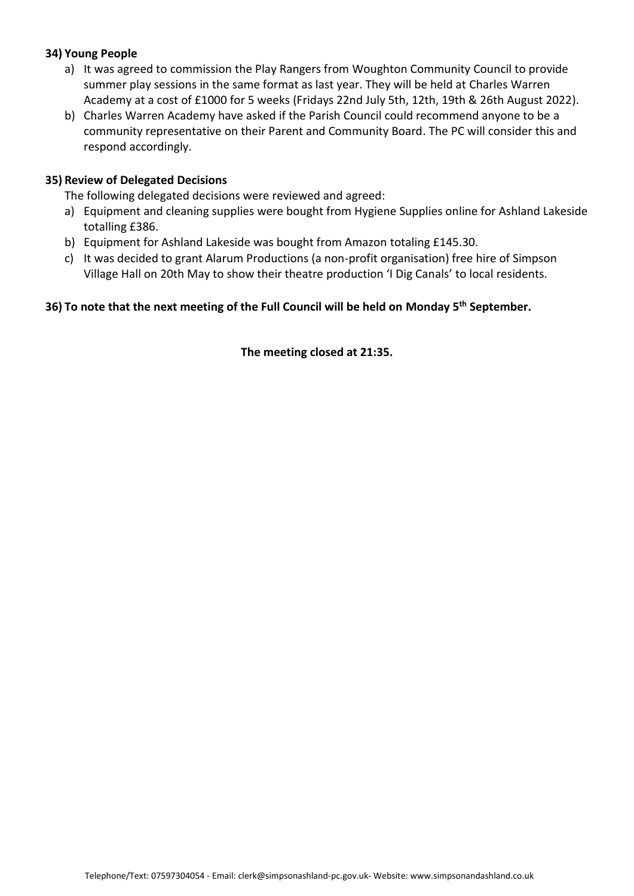**34) Young People**

a) It was agreed to commission the Play Rangers from Woughton Community Council to provide summer play sessions in the same format as last year. They will be held at Charles Warren Academy at a cost of £1000 for 5 weeks (Fridays 22nd July 5th, 12th, 19th & 26th August 2022).

b) Charles Warren Academy have asked if the Parish Council could recommend anyone to be a community representative on their Parent and Community Board. The PC will consider this and respond accordingly.

**35) Review of Delegated Decisions**

The following delegated decisions were reviewed and agreed:

a) Equipment and cleaning supplies were bought from Hygiene Supplies online for Ashland Lakeside totalling £386.

b) Equipment for Ashland Lakeside was bought from Amazon totaling £145.30.

c) It was decided to grant Alarum Productions (a non-profit organisation) free hire of Simpson Village Hall on 20th May to show their theatre production 'I Dig Canals' to local residents.

**36) To note that the next meeting of the Full Council will be held on Monday 5th September.**

**The meeting closed at 21:35.**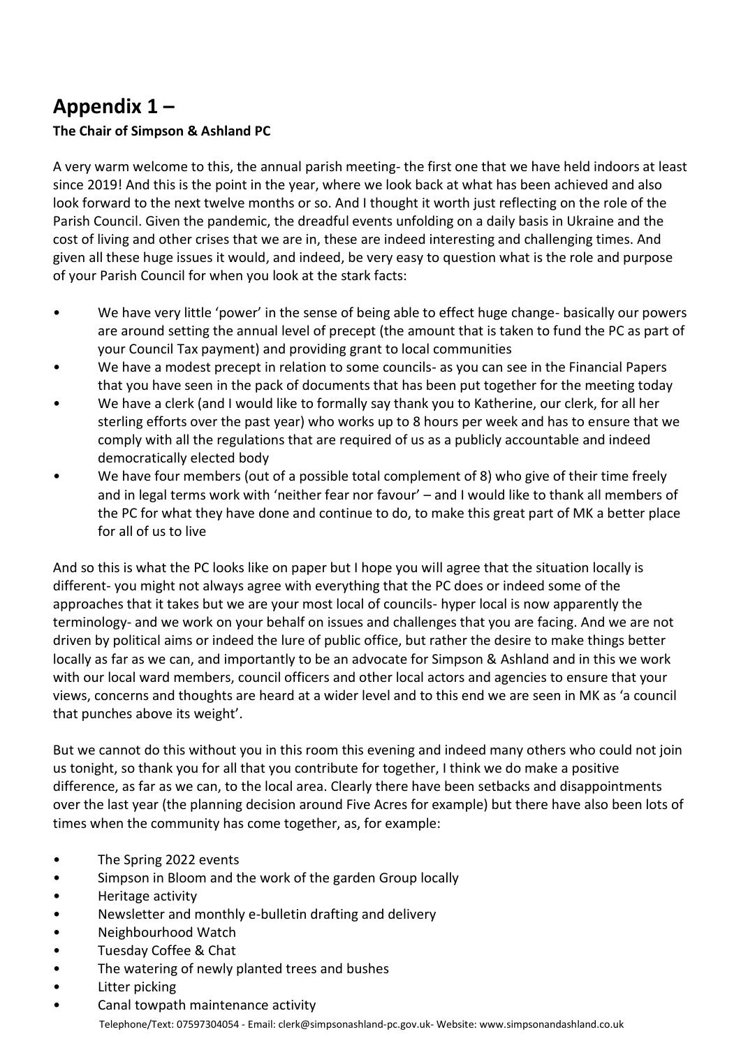# Appendix 1 –

**The Chair of Simpson & Ashland PC**

A very warm welcome to this, the annual parish meeting- the first one that we have held indoors at least since 2019! And this is the point in the year, where we look back at what has been achieved and also look forward to the next twelve months or so. And I thought it worth just reflecting on the role of the Parish Council. Given the pandemic, the dreadful events unfolding on a daily basis in Ukraine and the cost of living and other crises that we are in, these are indeed interesting and challenging times. And given all these huge issues it would, and indeed, be very easy to question what is the role and purpose of your Parish Council for when you look at the stark facts:

- We have very little 'power' in the sense of being able to effect huge change- basically our powers are around setting the annual level of precept (the amount that is taken to fund the PC as part of your Council Tax payment) and providing grant to local communities
- We have a modest precept in relation to some councils- as you can see in the Financial Papers that you have seen in the pack of documents that has been put together for the meeting today
- We have a clerk (and I would like to formally say thank you to Katherine, our clerk, for all her sterling efforts over the past year) who works up to 8 hours per week and has to ensure that we comply with all the regulations that are required of us as a publicly accountable and indeed democratically elected body
- We have four members (out of a possible total complement of 8) who give of their time freely and in legal terms work with 'neither fear nor favour' – and I would like to thank all members of the PC for what they have done and continue to do, to make this great part of MK a better place for all of us to live

And so this is what the PC looks like on paper but I hope you will agree that the situation locally is different- you might not always agree with everything that the PC does or indeed some of the approaches that it takes but we are your most local of councils- hyper local is now apparently the terminology- and we work on your behalf on issues and challenges that you are facing. And we are not driven by political aims or indeed the lure of public office, but rather the desire to make things better locally as far as we can, and importantly to be an advocate for Simpson & Ashland and in this we work with our local ward members, council officers and other local actors and agencies to ensure that your views, concerns and thoughts are heard at a wider level and to this end we are seen in MK as 'a council that punches above its weight'.

But we cannot do this without you in this room this evening and indeed many others who could not join us tonight, so thank you for all that you contribute for together, I think we do make a positive difference, as far as we can, to the local area. Clearly there have been setbacks and disappointments over the last year (the planning decision around Five Acres for example) but there have also been lots of times when the community has come together, as, for example:

- The Spring 2022 events
- Simpson in Bloom and the work of the garden Group locally
- Heritage activity
- Newsletter and monthly e-bulletin drafting and delivery
- Neighbourhood Watch
- Tuesday Coffee & Chat
- The watering of newly planted trees and bushes
- Litter picking
- Canal towpath maintenance activity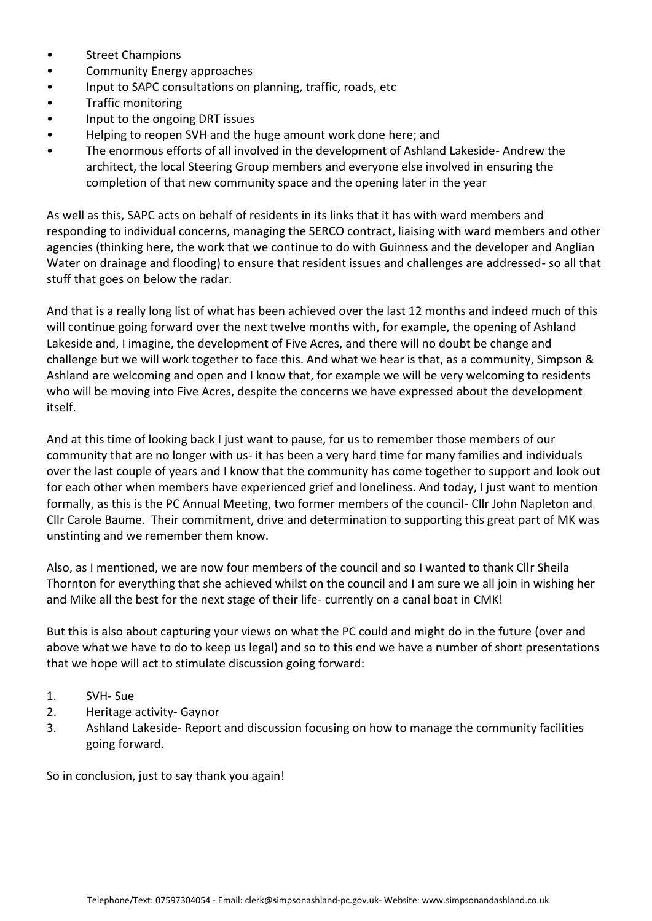- Street Champions
- Community Energy approaches
- Input to SAPC consultations on planning, traffic, roads, etc
- Traffic monitoring
- Input to the ongoing DRT issues
- Helping to reopen SVH and the huge amount work done here; and
- The enormous efforts of all involved in the development of Ashland Lakeside- Andrew the architect, the local Steering Group members and everyone else involved in ensuring the completion of that new community space and the opening later in the year

As well as this, SAPC acts on behalf of residents in its links that it has with ward members and responding to individual concerns, managing the SERCO contract, liaising with ward members and other agencies (thinking here, the work that we continue to do with Guinness and the developer and Anglian Water on drainage and flooding) to ensure that resident issues and challenges are addressed- so all that stuff that goes on below the radar.

And that is a really long list of what has been achieved over the last 12 months and indeed much of this will continue going forward over the next twelve months with, for example, the opening of Ashland Lakeside and, I imagine, the development of Five Acres, and there will no doubt be change and challenge but we will work together to face this. And what we hear is that, as a community, Simpson & Ashland are welcoming and open and I know that, for example we will be very welcoming to residents who will be moving into Five Acres, despite the concerns we have expressed about the development itself.

And at this time of looking back I just want to pause, for us to remember those members of our community that are no longer with us- it has been a very hard time for many families and individuals over the last couple of years and I know that the community has come together to support and look out for each other when members have experienced grief and loneliness. And today, I just want to mention formally, as this is the PC Annual Meeting, two former members of the council- Cllr John Napleton and Cllr Carole Baume. Their commitment, drive and determination to supporting this great part of MK was unstinting and we remember them know.

Also, as I mentioned, we are now four members of the council and so I wanted to thank Cllr Sheila Thornton for everything that she achieved whilst on the council and I am sure we all join in wishing her and Mike all the best for the next stage of their life- currently on a canal boat in CMK!

But this is also about capturing your views on what the PC could and might do in the future (over and above what we have to do to keep us legal) and so to this end we have a number of short presentations that we hope will act to stimulate discussion going forward:

1. SVH- Sue
2. Heritage activity- Gaynor
3. Ashland Lakeside- Report and discussion focusing on how to manage the community facilities going forward.

So in conclusion, just to say thank you again!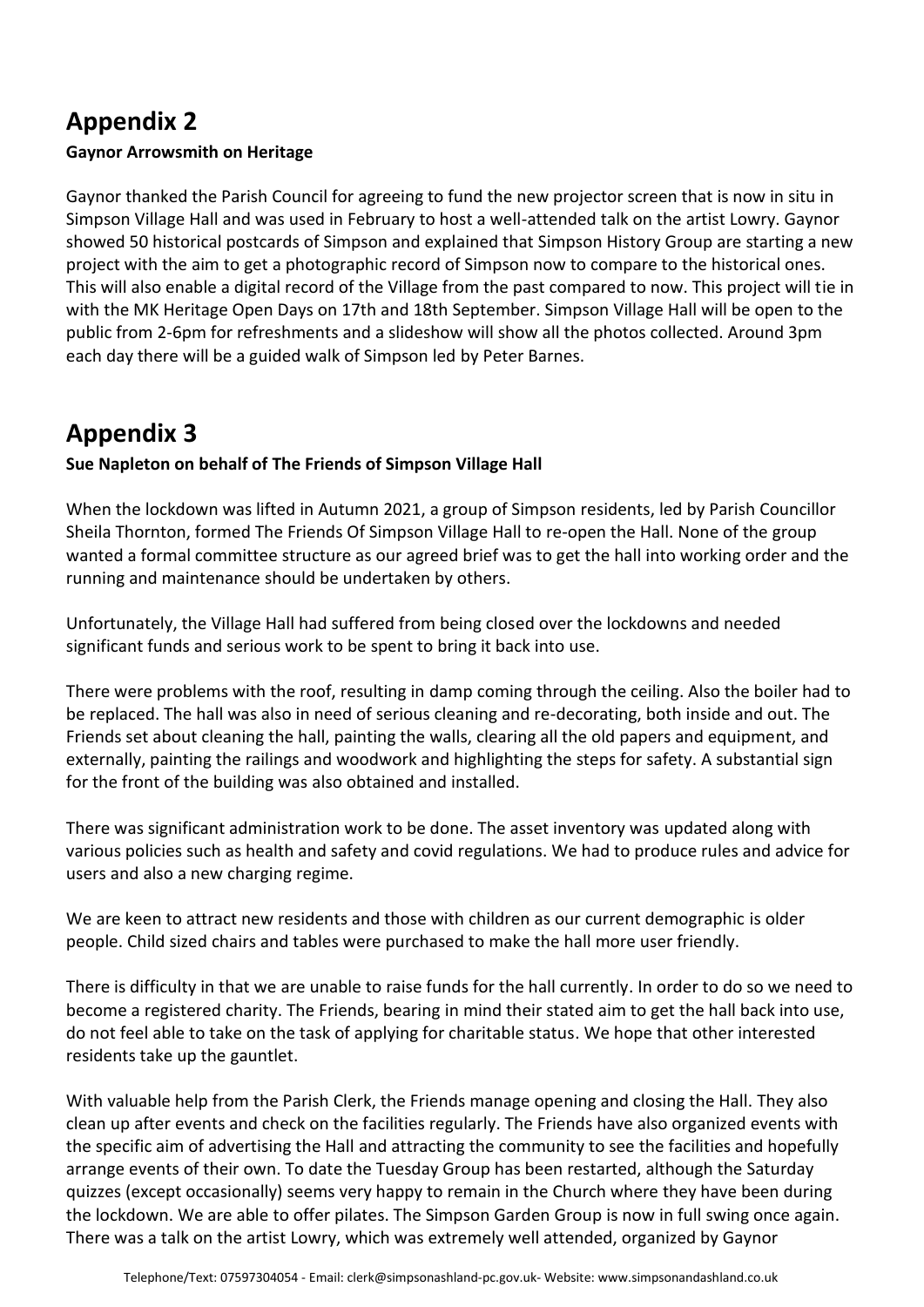## Appendix 2

**Gaynor Arrowsmith on Heritage**

Gaynor thanked the Parish Council for agreeing to fund the new projector screen that is now in situ in Simpson Village Hall and was used in February to host a well-attended talk on the artist Lowry. Gaynor showed 50 historical postcards of Simpson and explained that Simpson History Group are starting a new project with the aim to get a photographic record of Simpson now to compare to the historical ones. This will also enable a digital record of the Village from the past compared to now. This project will tie in with the MK Heritage Open Days on 17th and 18th September. Simpson Village Hall will be open to the public from 2-6pm for refreshments and a slideshow will show all the photos collected. Around 3pm each day there will be a guided walk of Simpson led by Peter Barnes.

## Appendix 3

**Sue Napleton on behalf of The Friends of Simpson Village Hall**

When the lockdown was lifted in Autumn 2021, a group of Simpson residents, led by Parish Councillor Sheila Thornton, formed The Friends Of Simpson Village Hall to re-open the Hall. None of the group wanted a formal committee structure as our agreed brief was to get the hall into working order and the running and maintenance should be undertaken by others.

Unfortunately, the Village Hall had suffered from being closed over the lockdowns and needed significant funds and serious work to be spent to bring it back into use.

There were problems with the roof, resulting in damp coming through the ceiling. Also the boiler had to be replaced. The hall was also in need of serious cleaning and re-decorating, both inside and out. The Friends set about cleaning the hall, painting the walls, clearing all the old papers and equipment, and externally, painting the railings and woodwork and highlighting the steps for safety. A substantial sign for the front of the building was also obtained and installed.

There was significant administration work to be done. The asset inventory was updated along with various policies such as health and safety and covid regulations. We had to produce rules and advice for users and also a new charging regime.

We are keen to attract new residents and those with children as our current demographic is older people. Child sized chairs and tables were purchased to make the hall more user friendly.

There is difficulty in that we are unable to raise funds for the hall currently. In order to do so we need to become a registered charity. The Friends, bearing in mind their stated aim to get the hall back into use, do not feel able to take on the task of applying for charitable status. We hope that other interested residents take up the gauntlet.

With valuable help from the Parish Clerk, the Friends manage opening and closing the Hall. They also clean up after events and check on the facilities regularly. The Friends have also organized events with the specific aim of advertising the Hall and attracting the community to see the facilities and hopefully arrange events of their own. To date the Tuesday Group has been restarted, although the Saturday quizzes (except occasionally) seems very happy to remain in the Church where they have been during the lockdown. We are able to offer pilates. The Simpson Garden Group is now in full swing once again. There was a talk on the artist Lowry, which was extremely well attended, organized by Gaynor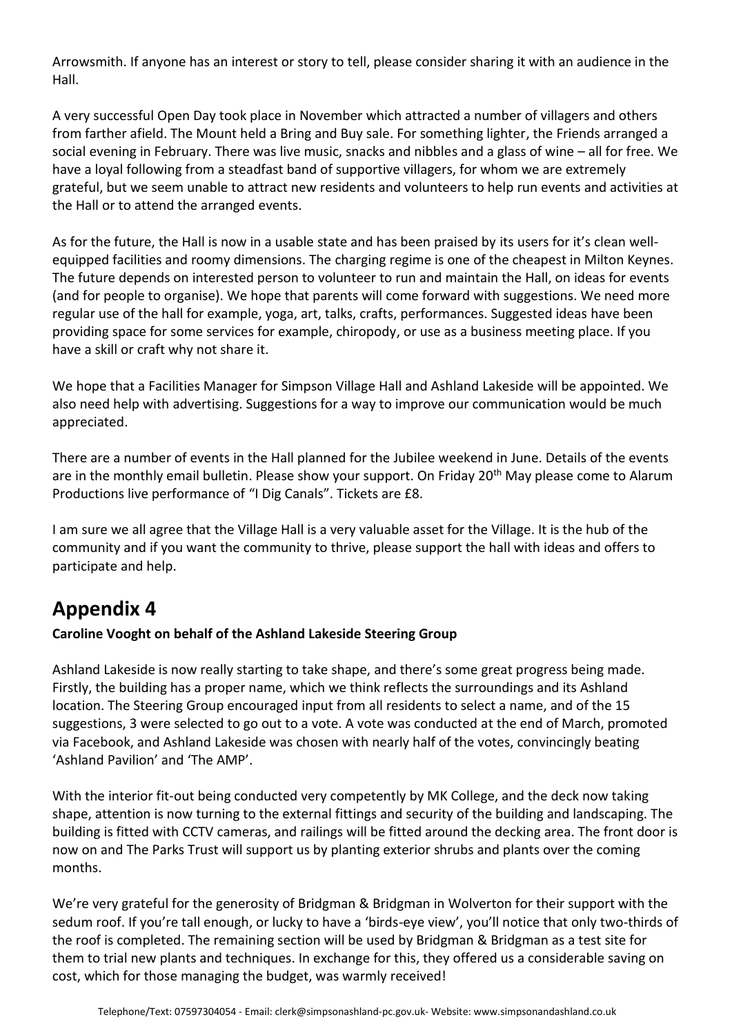Arrowsmith. If anyone has an interest or story to tell, please consider sharing it with an audience in the Hall.

A very successful Open Day took place in November which attracted a number of villagers and others from farther afield. The Mount held a Bring and Buy sale. For something lighter, the Friends arranged a social evening in February. There was live music, snacks and nibbles and a glass of wine – all for free. We have a loyal following from a steadfast band of supportive villagers, for whom we are extremely grateful, but we seem unable to attract new residents and volunteers to help run events and activities at the Hall or to attend the arranged events.

As for the future, the Hall is now in a usable state and has been praised by its users for it's clean well-equipped facilities and roomy dimensions. The charging regime is one of the cheapest in Milton Keynes. The future depends on interested person to volunteer to run and maintain the Hall, on ideas for events (and for people to organise). We hope that parents will come forward with suggestions. We need more regular use of the hall for example, yoga, art, talks, crafts, performances. Suggested ideas have been providing space for some services for example, chiropody, or use as a business meeting place. If you have a skill or craft why not share it.

We hope that a Facilities Manager for Simpson Village Hall and Ashland Lakeside will be appointed. We also need help with advertising. Suggestions for a way to improve our communication would be much appreciated.

There are a number of events in the Hall planned for the Jubilee weekend in June. Details of the events are in the monthly email bulletin. Please show your support. On Friday 20th May please come to Alarum Productions live performance of "I Dig Canals". Tickets are £8.

I am sure we all agree that the Village Hall is a very valuable asset for the Village. It is the hub of the community and if you want the community to thrive, please support the hall with ideas and offers to participate and help.

## Appendix 4

**Caroline Vooght on behalf of the Ashland Lakeside Steering Group**

Ashland Lakeside is now really starting to take shape, and there's some great progress being made. Firstly, the building has a proper name, which we think reflects the surroundings and its Ashland location. The Steering Group encouraged input from all residents to select a name, and of the 15 suggestions, 3 were selected to go out to a vote. A vote was conducted at the end of March, promoted via Facebook, and Ashland Lakeside was chosen with nearly half of the votes, convincingly beating 'Ashland Pavilion' and 'The AMP'.

With the interior fit-out being conducted very competently by MK College, and the deck now taking shape, attention is now turning to the external fittings and security of the building and landscaping. The building is fitted with CCTV cameras, and railings will be fitted around the decking area. The front door is now on and The Parks Trust will support us by planting exterior shrubs and plants over the coming months.

We're very grateful for the generosity of Bridgman & Bridgman in Wolverton for their support with the sedum roof. If you're tall enough, or lucky to have a 'birds-eye view', you'll notice that only two-thirds of the roof is completed. The remaining section will be used by Bridgman & Bridgman as a test site for them to trial new plants and techniques. In exchange for this, they offered us a considerable saving on cost, which for those managing the budget, was warmly received!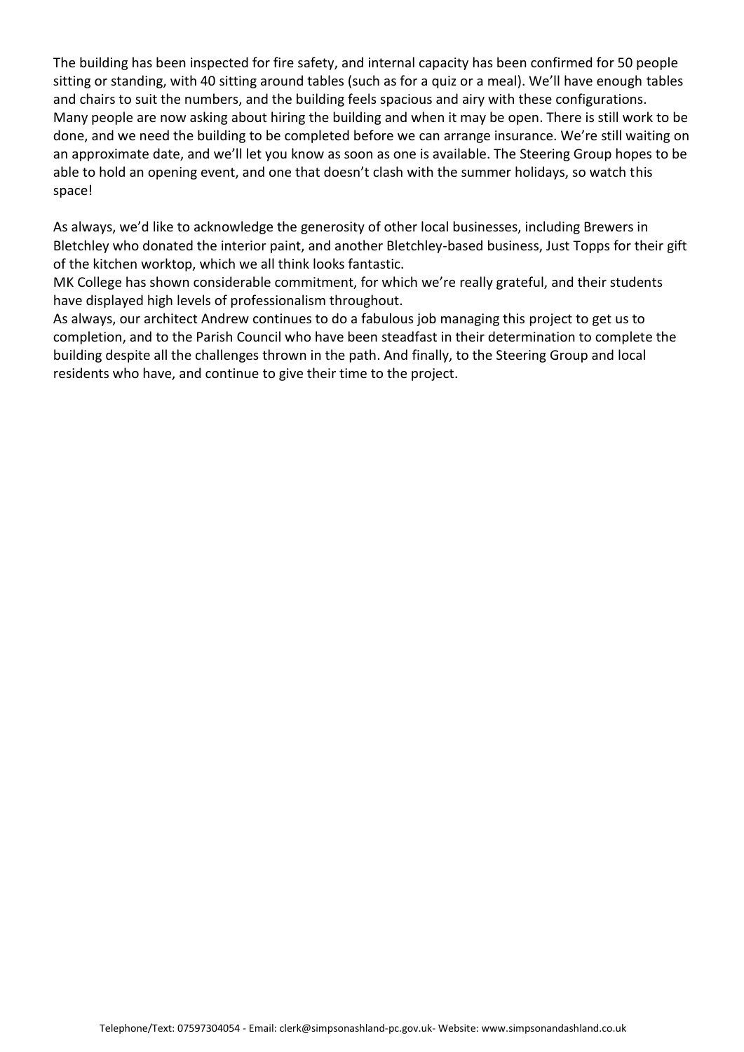The building has been inspected for fire safety, and internal capacity has been confirmed for 50 people sitting or standing, with 40 sitting around tables (such as for a quiz or a meal). We'll have enough tables and chairs to suit the numbers, and the building feels spacious and airy with these configurations. Many people are now asking about hiring the building and when it may be open. There is still work to be done, and we need the building to be completed before we can arrange insurance. We're still waiting on an approximate date, and we'll let you know as soon as one is available. The Steering Group hopes to be able to hold an opening event, and one that doesn't clash with the summer holidays, so watch this space!

As always, we'd like to acknowledge the generosity of other local businesses, including Brewers in Bletchley who donated the interior paint, and another Bletchley-based business, Just Topps for their gift of the kitchen worktop, which we all think looks fantastic.

MK College has shown considerable commitment, for which we're really grateful, and their students have displayed high levels of professionalism throughout.

As always, our architect Andrew continues to do a fabulous job managing this project to get us to completion, and to the Parish Council who have been steadfast in their determination to complete the building despite all the challenges thrown in the path. And finally, to the Steering Group and local residents who have, and continue to give their time to the project.